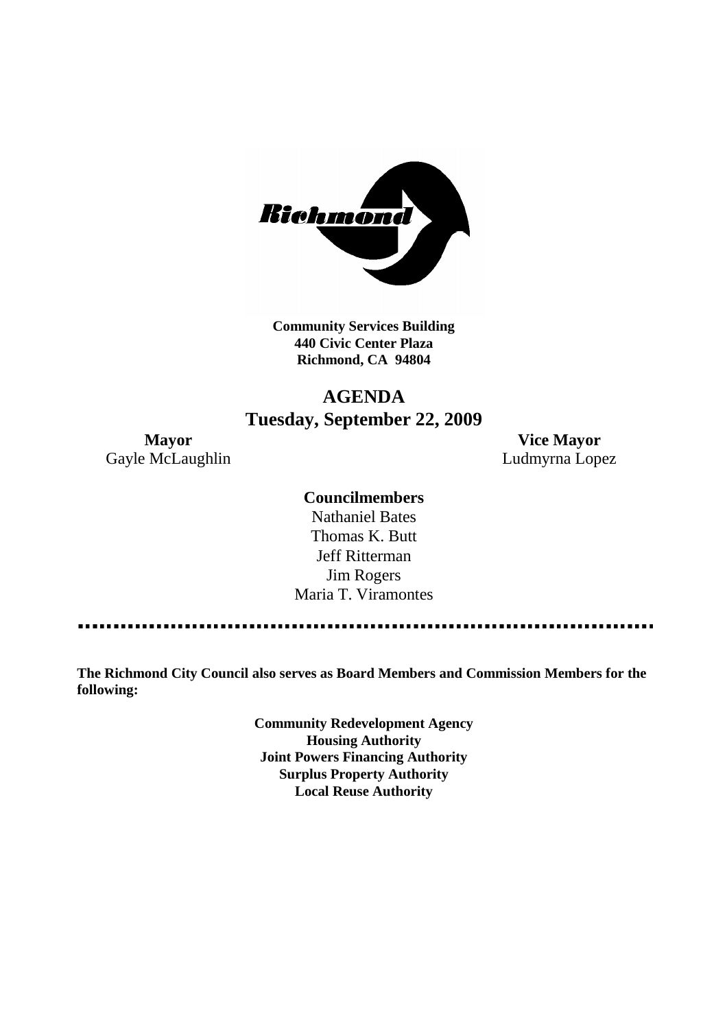**Community Services Building**
**440 Civic Center Plaza**
**Richmond, CA 94804**

# AGENDA
## Tuesday, September 22, 2009

**Mayor**
Gayle McLaughlin

**Vice Mayor**
Ludmyrna Lopez

**Councilmembers**
Nathaniel Bates
Thomas K. Butt
Jeff Ritterman
Jim Rogers
Maria T. Viramontes

---

**The Richmond City Council also serves as Board Members and Commission Members for the following:**

**Community Redevelopment Agency**
**Housing Authority**
**Joint Powers Financing Authority**
**Surplus Property Authority**
**Local Reuse Authority**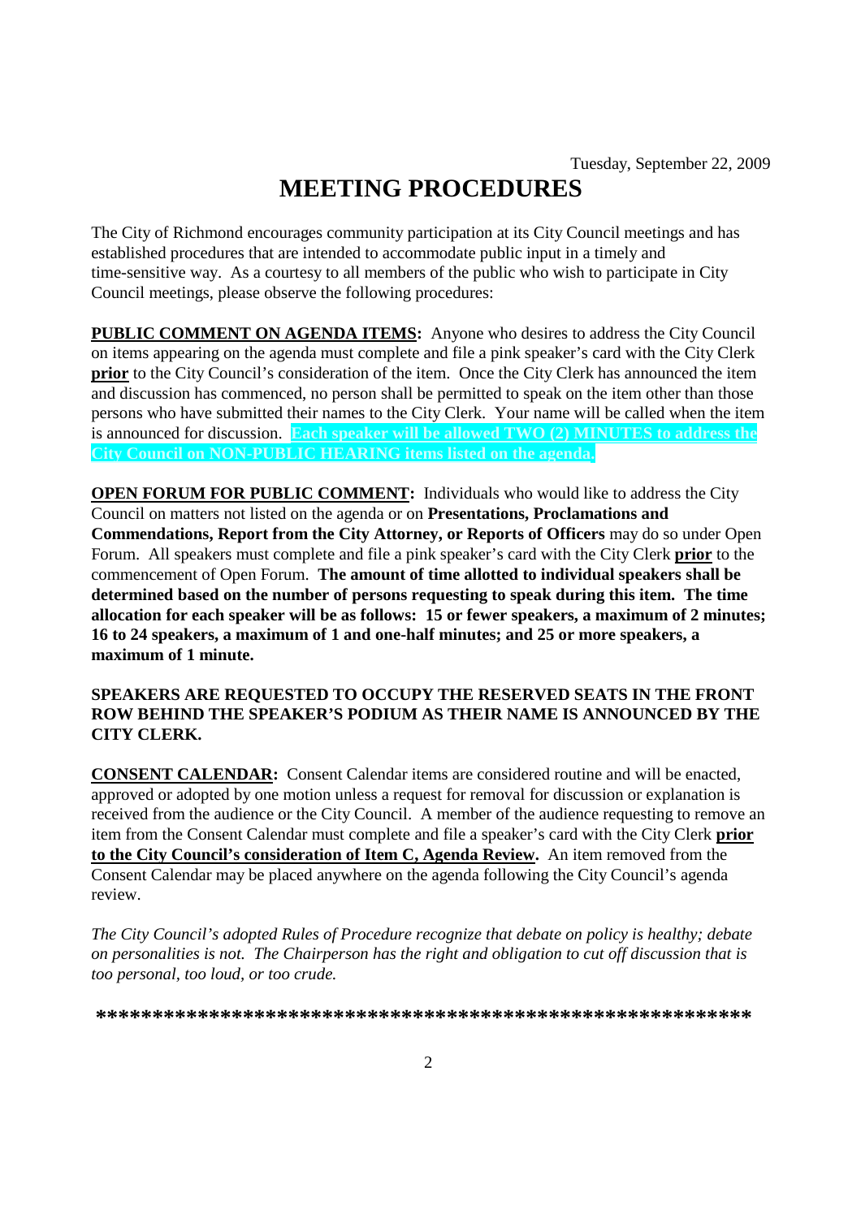Tuesday, September 22, 2009

# MEETING PROCEDURES

The City of Richmond encourages community participation at its City Council meetings and has established procedures that are intended to accommodate public input in a timely and time-sensitive way. As a courtesy to all members of the public who wish to participate in City Council meetings, please observe the following procedures:

**PUBLIC COMMENT ON AGENDA ITEMS:** Anyone who desires to address the City Council on items appearing on the agenda must complete and file a pink speaker's card with the City Clerk **prior** to the City Council's consideration of the item. Once the City Clerk has announced the item and discussion has commenced, no person shall be permitted to speak on the item other than those persons who have submitted their names to the City Clerk. Your name will be called when the item is announced for discussion. **Each speaker will be allowed TWO (2) MINUTES to address the City Council on NON-PUBLIC HEARING items listed on the agenda.**

**OPEN FORUM FOR PUBLIC COMMENT:** Individuals who would like to address the City Council on matters not listed on the agenda or on **Presentations, Proclamations and Commendations, Report from the City Attorney, or Reports of Officers** may do so under Open Forum. All speakers must complete and file a pink speaker's card with the City Clerk **prior** to the commencement of Open Forum. **The amount of time allotted to individual speakers shall be determined based on the number of persons requesting to speak during this item. The time allocation for each speaker will be as follows: 15 or fewer speakers, a maximum of 2 minutes; 16 to 24 speakers, a maximum of 1 and one-half minutes; and 25 or more speakers, a maximum of 1 minute.**

**SPEAKERS ARE REQUESTED TO OCCUPY THE RESERVED SEATS IN THE FRONT ROW BEHIND THE SPEAKER'S PODIUM AS THEIR NAME IS ANNOUNCED BY THE CITY CLERK.**

**CONSENT CALENDAR:** Consent Calendar items are considered routine and will be enacted, approved or adopted by one motion unless a request for removal for discussion or explanation is received from the audience or the City Council. A member of the audience requesting to remove an item from the Consent Calendar must complete and file a speaker's card with the City Clerk **prior to the City Council's consideration of Item C, Agenda Review.** An item removed from the Consent Calendar may be placed anywhere on the agenda following the City Council's agenda review.

*The City Council's adopted Rules of Procedure recognize that debate on policy is healthy; debate on personalities is not. The Chairperson has the right and obligation to cut off discussion that is too personal, too loud, or too crude.*

**********************************************************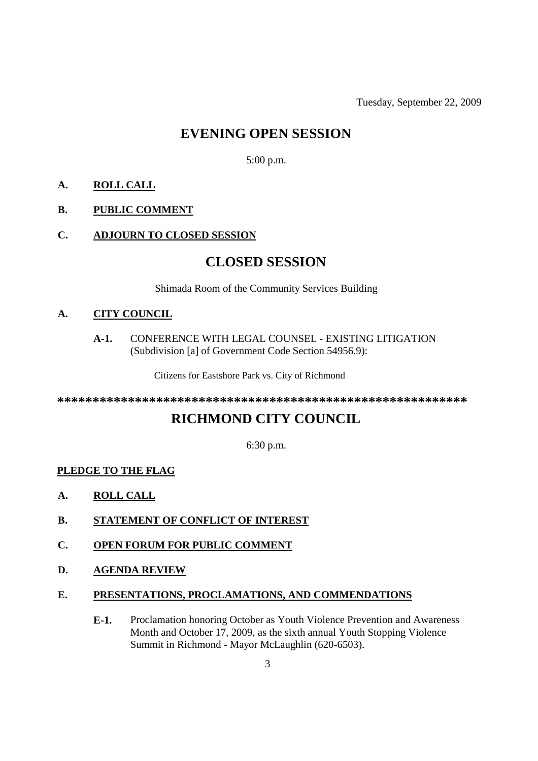Tuesday, September 22, 2009

# EVENING OPEN SESSION

5:00 p.m.

**A. ROLL CALL**

**B. PUBLIC COMMENT**

**C. ADJOURN TO CLOSED SESSION**

# CLOSED SESSION

Shimada Room of the Community Services Building

**A. CITY COUNCIL**

**A-1.** CONFERENCE WITH LEGAL COUNSEL - EXISTING LITIGATION (Subdivision [a] of Government Code Section 54956.9):

Citizens for Eastshore Park vs. City of Richmond

**********************************************************

# RICHMOND CITY COUNCIL

6:30 p.m.

**PLEDGE TO THE FLAG**

**A. ROLL CALL**

**B. STATEMENT OF CONFLICT OF INTEREST**

**C. OPEN FORUM FOR PUBLIC COMMENT**

**D. AGENDA REVIEW**

**E. PRESENTATIONS, PROCLAMATIONS, AND COMMENDATIONS**

**E-1.** Proclamation honoring October as Youth Violence Prevention and Awareness Month and October 17, 2009, as the sixth annual Youth Stopping Violence Summit in Richmond - Mayor McLaughlin (620-6503).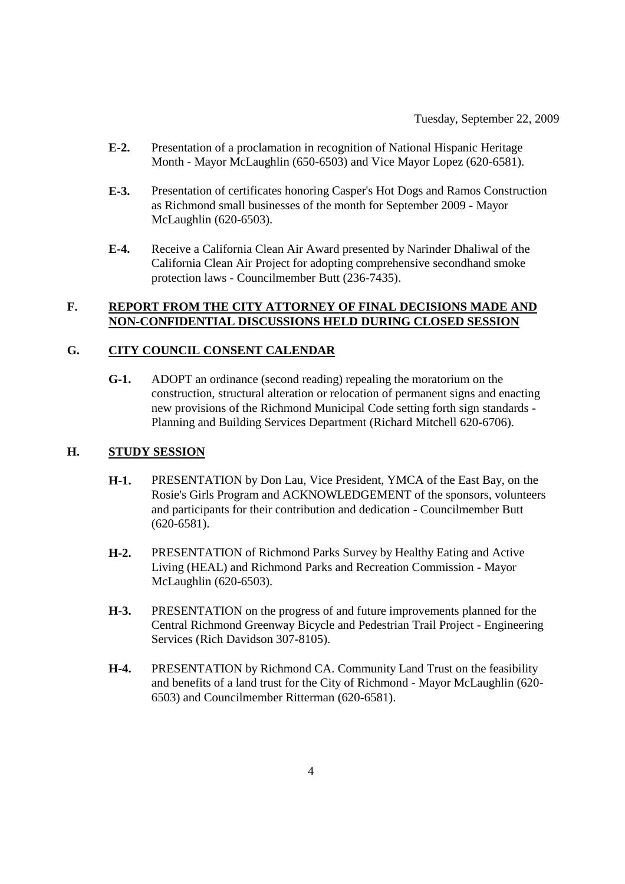Tuesday, September 22, 2009

**E-2.** Presentation of a proclamation in recognition of National Hispanic Heritage Month - Mayor McLaughlin (650-6503) and Vice Mayor Lopez (620-6581).

**E-3.** Presentation of certificates honoring Casper's Hot Dogs and Ramos Construction as Richmond small businesses of the month for September 2009 - Mayor McLaughlin (620-6503).

**E-4.** Receive a California Clean Air Award presented by Narinder Dhaliwal of the California Clean Air Project for adopting comprehensive secondhand smoke protection laws - Councilmember Butt (236-7435).

## F. REPORT FROM THE CITY ATTORNEY OF FINAL DECISIONS MADE AND NON-CONFIDENTIAL DISCUSSIONS HELD DURING CLOSED SESSION

## G. CITY COUNCIL CONSENT CALENDAR

**G-1.** ADOPT an ordinance (second reading) repealing the moratorium on the construction, structural alteration or relocation of permanent signs and enacting new provisions of the Richmond Municipal Code setting forth sign standards - Planning and Building Services Department (Richard Mitchell 620-6706).

## H. STUDY SESSION

**H-1.** PRESENTATION by Don Lau, Vice President, YMCA of the East Bay, on the Rosie's Girls Program and ACKNOWLEDGEMENT of the sponsors, volunteers and participants for their contribution and dedication - Councilmember Butt (620-6581).

**H-2.** PRESENTATION of Richmond Parks Survey by Healthy Eating and Active Living (HEAL) and Richmond Parks and Recreation Commission - Mayor McLaughlin (620-6503).

**H-3.** PRESENTATION on the progress of and future improvements planned for the Central Richmond Greenway Bicycle and Pedestrian Trail Project - Engineering Services (Rich Davidson 307-8105).

**H-4.** PRESENTATION by Richmond CA. Community Land Trust on the feasibility and benefits of a land trust for the City of Richmond - Mayor McLaughlin (620-6503) and Councilmember Ritterman (620-6581).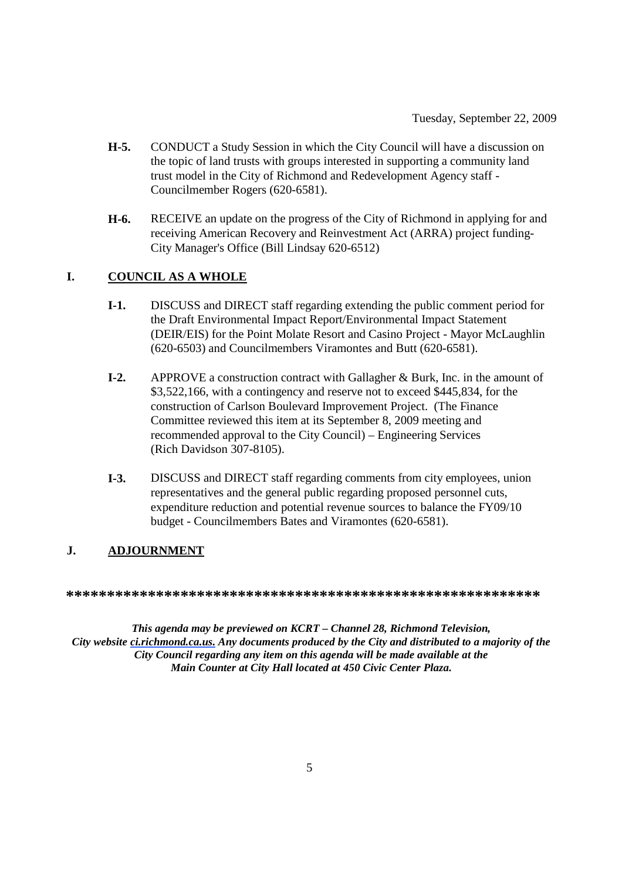Tuesday, September 22, 2009

**H-5.** CONDUCT a Study Session in which the City Council will have a discussion on the topic of land trusts with groups interested in supporting a community land trust model in the City of Richmond and Redevelopment Agency staff - Councilmember Rogers (620-6581).

**H-6.** RECEIVE an update on the progress of the City of Richmond in applying for and receiving American Recovery and Reinvestment Act (ARRA) project funding- City Manager's Office (Bill Lindsay 620-6512)

## I. COUNCIL AS A WHOLE

**I-1.** DISCUSS and DIRECT staff regarding extending the public comment period for the Draft Environmental Impact Report/Environmental Impact Statement (DEIR/EIS) for the Point Molate Resort and Casino Project - Mayor McLaughlin (620-6503) and Councilmembers Viramontes and Butt (620-6581).

**I-2.** APPROVE a construction contract with Gallagher & Burk, Inc. in the amount of $3,522,166, with a contingency and reserve not to exceed $445,834, for the construction of Carlson Boulevard Improvement Project. (The Finance Committee reviewed this item at its September 8, 2009 meeting and recommended approval to the City Council) – Engineering Services (Rich Davidson 307-8105).

**I-3.** DISCUSS and DIRECT staff regarding comments from city employees, union representatives and the general public regarding proposed personnel cuts, expenditure reduction and potential revenue sources to balance the FY09/10 budget - Councilmembers Bates and Viramontes (620-6581).

## J. ADJOURNMENT

**\*\*\*\*\*\*\*\*\*\*\*\*\*\*\*\*\*\*\*\*\*\*\*\*\*\*\*\*\*\*\*\*\*\*\*\*\*\*\*\*\*\*\*\*\*\*\*\*\*\*\*\*\*\*\*\*\*\*\*\***

***This agenda may be previewed on KCRT – Channel 28, Richmond Television, City website ci.richmond.ca.us. Any documents produced by the City and distributed to a majority of the City Council regarding any item on this agenda will be made available at the Main Counter at City Hall located at 450 Civic Center Plaza.***